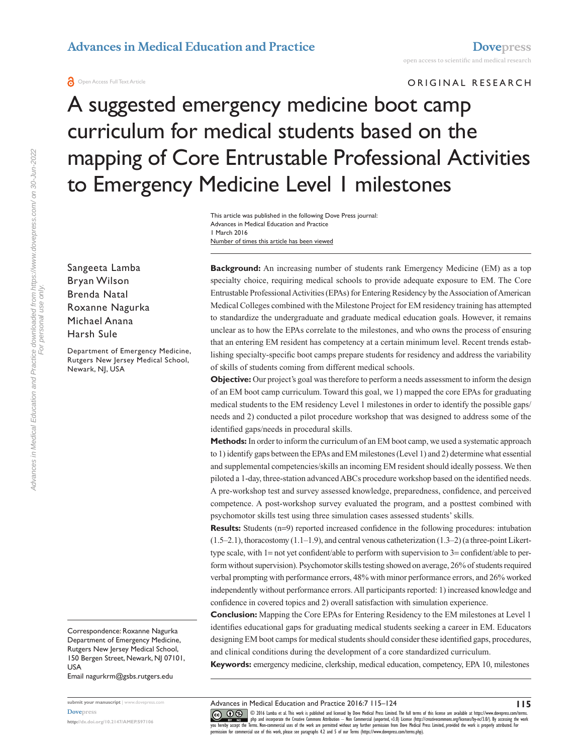ORIGINAL RESEARCH

# A suggested emergency medicine boot camp curriculum for medical students based on the mapping of Core Entrustable Professional Activities to Emergency Medicine Level 1 milestones

This article was published in the following Dove Press journal:
Advances in Medical Education and Practice
1 March 2016
Number of times this article has been viewed

Sangeeta Lamba
Bryan Wilson
Brenda Natal
Roxanne Nagurka
Michael Anana
Harsh Sule

Department of Emergency Medicine, Rutgers New Jersey Medical School, Newark, NJ, USA

**Background:** An increasing number of students rank Emergency Medicine (EM) as a top specialty choice, requiring medical schools to provide adequate exposure to EM. The Core Entrustable Professional Activities (EPAs) for Entering Residency by the Association of American Medical Colleges combined with the Milestone Project for EM residency training has attempted to standardize the undergraduate and graduate medical education goals. However, it remains unclear as to how the EPAs correlate to the milestones, and who owns the process of ensuring that an entering EM resident has competency at a certain minimum level. Recent trends establishing specialty-specific boot camps prepare students for residency and address the variability of skills of students coming from different medical schools.

**Objective:** Our project's goal was therefore to perform a needs assessment to inform the design of an EM boot camp curriculum. Toward this goal, we 1) mapped the core EPAs for graduating medical students to the EM residency Level 1 milestones in order to identify the possible gaps/needs and 2) conducted a pilot procedure workshop that was designed to address some of the identified gaps/needs in procedural skills.

**Methods:** In order to inform the curriculum of an EM boot camp, we used a systematic approach to 1) identify gaps between the EPAs and EM milestones (Level 1) and 2) determine what essential and supplemental competencies/skills an incoming EM resident should ideally possess. We then piloted a 1-day, three-station advanced ABCs procedure workshop based on the identified needs. A pre-workshop test and survey assessed knowledge, preparedness, confidence, and perceived competence. A post-workshop survey evaluated the program, and a posttest combined with psychomotor skills test using three simulation cases assessed students' skills.

**Results:** Students (n=9) reported increased confidence in the following procedures: intubation (1.5–2.1), thoracostomy (1.1–1.9), and central venous catheterization (1.3–2) (a three-point Likert-type scale, with 1= not yet confident/able to perform with supervision to 3= confident/able to perform without supervision). Psychomotor skills testing showed on average, 26% of students required verbal prompting with performance errors, 48% with minor performance errors, and 26% worked independently without performance errors. All participants reported: 1) increased knowledge and confidence in covered topics and 2) overall satisfaction with simulation experience.

**Conclusion:** Mapping the Core EPAs for Entering Residency to the EM milestones at Level 1 identifies educational gaps for graduating medical students seeking a career in EM. Educators designing EM boot camps for medical students should consider these identified gaps, procedures, and clinical conditions during the development of a core standardized curriculum.

**Keywords:** emergency medicine, clerkship, medical education, competency, EPA 10, milestones

Correspondence: Roxanne Nagurka
Department of Emergency Medicine, Rutgers New Jersey Medical School, 150 Bergen Street, Newark, NJ 07101, USA
Email nagurkrm@gsbs.rutgers.edu

© 2016 Lamba et al. This work is published and licensed by Dove Medical Press Limited. The full terms of this license are available at https://www.dovepress.com/terms.php and incorporate the Creative Commons Attribution – Non Commercial (unported, v3.0) License (http://creativecommons.org/licenses/by-nc/3.0/). By accessing the work you hereby accept the Terms. Non-commercial uses of the work are permitted without any further permission from Dove Medical Press Limited, provided the work is properly attributed. For permission for commercial use of this work, please see paragraphs 4.2 and 5 of our Terms (https://www.dovepress.com/terms.php).

http://dx.doi.org/10.2147/AMEP.S97106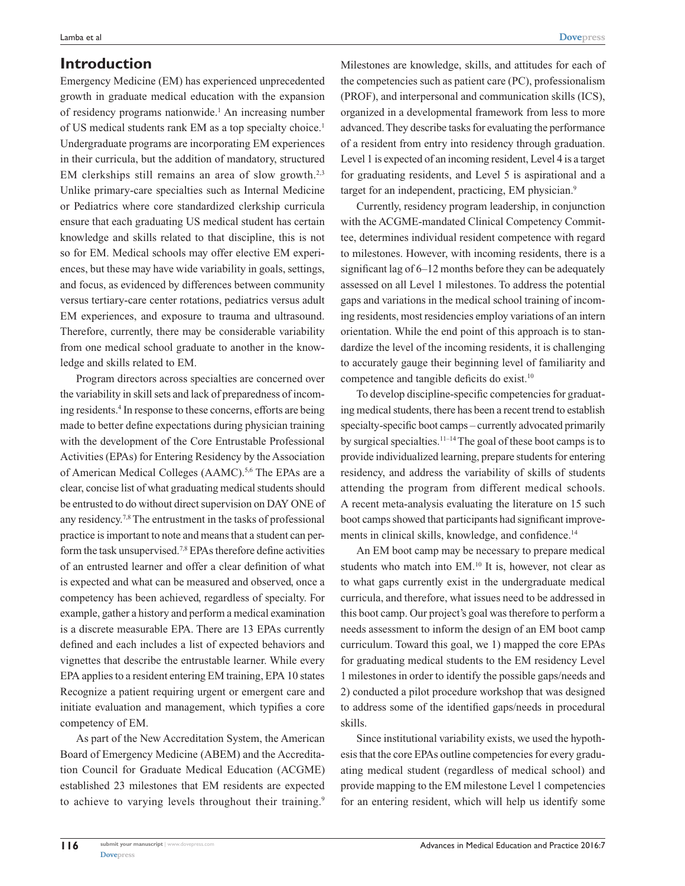## Introduction

Emergency Medicine (EM) has experienced unprecedented growth in graduate medical education with the expansion of residency programs nationwide.[1] An increasing number of US medical students rank EM as a top specialty choice.[1] Undergraduate programs are incorporating EM experiences in their curricula, but the addition of mandatory, structured EM clerkships still remains an area of slow growth.[2,3] Unlike primary-care specialties such as Internal Medicine or Pediatrics where core standardized clerkship curricula ensure that each graduating US medical student has certain knowledge and skills related to that discipline, this is not so for EM. Medical schools may offer elective EM experiences, but these may have wide variability in goals, settings, and focus, as evidenced by differences between community versus tertiary-care center rotations, pediatrics versus adult EM experiences, and exposure to trauma and ultrasound. Therefore, currently, there may be considerable variability from one medical school graduate to another in the knowledge and skills related to EM.

Program directors across specialties are concerned over the variability in skill sets and lack of preparedness of incoming residents.[4] In response to these concerns, efforts are being made to better define expectations during physician training with the development of the Core Entrustable Professional Activities (EPAs) for Entering Residency by the Association of American Medical Colleges (AAMC).[5,6] The EPAs are a clear, concise list of what graduating medical students should be entrusted to do without direct supervision on DAY ONE of any residency.[7,8] The entrustment in the tasks of professional practice is important to note and means that a student can perform the task unsupervised.[7,8] EPAs therefore define activities of an entrusted learner and offer a clear definition of what is expected and what can be measured and observed, once a competency has been achieved, regardless of specialty. For example, gather a history and perform a medical examination is a discrete measurable EPA. There are 13 EPAs currently defined and each includes a list of expected behaviors and vignettes that describe the entrustable learner. While every EPA applies to a resident entering EM training, EPA 10 states Recognize a patient requiring urgent or emergent care and initiate evaluation and management, which typifies a core competency of EM.

As part of the New Accreditation System, the American Board of Emergency Medicine (ABEM) and the Accreditation Council for Graduate Medical Education (ACGME) established 23 milestones that EM residents are expected to achieve to varying levels throughout their training.[9] Milestones are knowledge, skills, and attitudes for each of the competencies such as patient care (PC), professionalism (PROF), and interpersonal and communication skills (ICS), organized in a developmental framework from less to more advanced. They describe tasks for evaluating the performance of a resident from entry into residency through graduation. Level 1 is expected of an incoming resident, Level 4 is a target for graduating residents, and Level 5 is aspirational and a target for an independent, practicing, EM physician.[9]

Currently, residency program leadership, in conjunction with the ACGME-mandated Clinical Competency Committee, determines individual resident competence with regard to milestones. However, with incoming residents, there is a significant lag of 6–12 months before they can be adequately assessed on all Level 1 milestones. To address the potential gaps and variations in the medical school training of incoming residents, most residencies employ variations of an intern orientation. While the end point of this approach is to standardize the level of the incoming residents, it is challenging to accurately gauge their beginning level of familiarity and competence and tangible deficits do exist.[10]

To develop discipline-specific competencies for graduating medical students, there has been a recent trend to establish specialty-specific boot camps – currently advocated primarily by surgical specialties.[11–14] The goal of these boot camps is to provide individualized learning, prepare students for entering residency, and address the variability of skills of students attending the program from different medical schools. A recent meta-analysis evaluating the literature on 15 such boot camps showed that participants had significant improvements in clinical skills, knowledge, and confidence.[14]

An EM boot camp may be necessary to prepare medical students who match into EM.[10] It is, however, not clear as to what gaps currently exist in the undergraduate medical curricula, and therefore, what issues need to be addressed in this boot camp. Our project's goal was therefore to perform a needs assessment to inform the design of an EM boot camp curriculum. Toward this goal, we 1) mapped the core EPAs for graduating medical students to the EM residency Level 1 milestones in order to identify the possible gaps/needs and 2) conducted a pilot procedure workshop that was designed to address some of the identified gaps/needs in procedural skills.

Since institutional variability exists, we used the hypothesis that the core EPAs outline competencies for every graduating medical student (regardless of medical school) and provide mapping to the EM milestone Level 1 competencies for an entering resident, which will help us identify some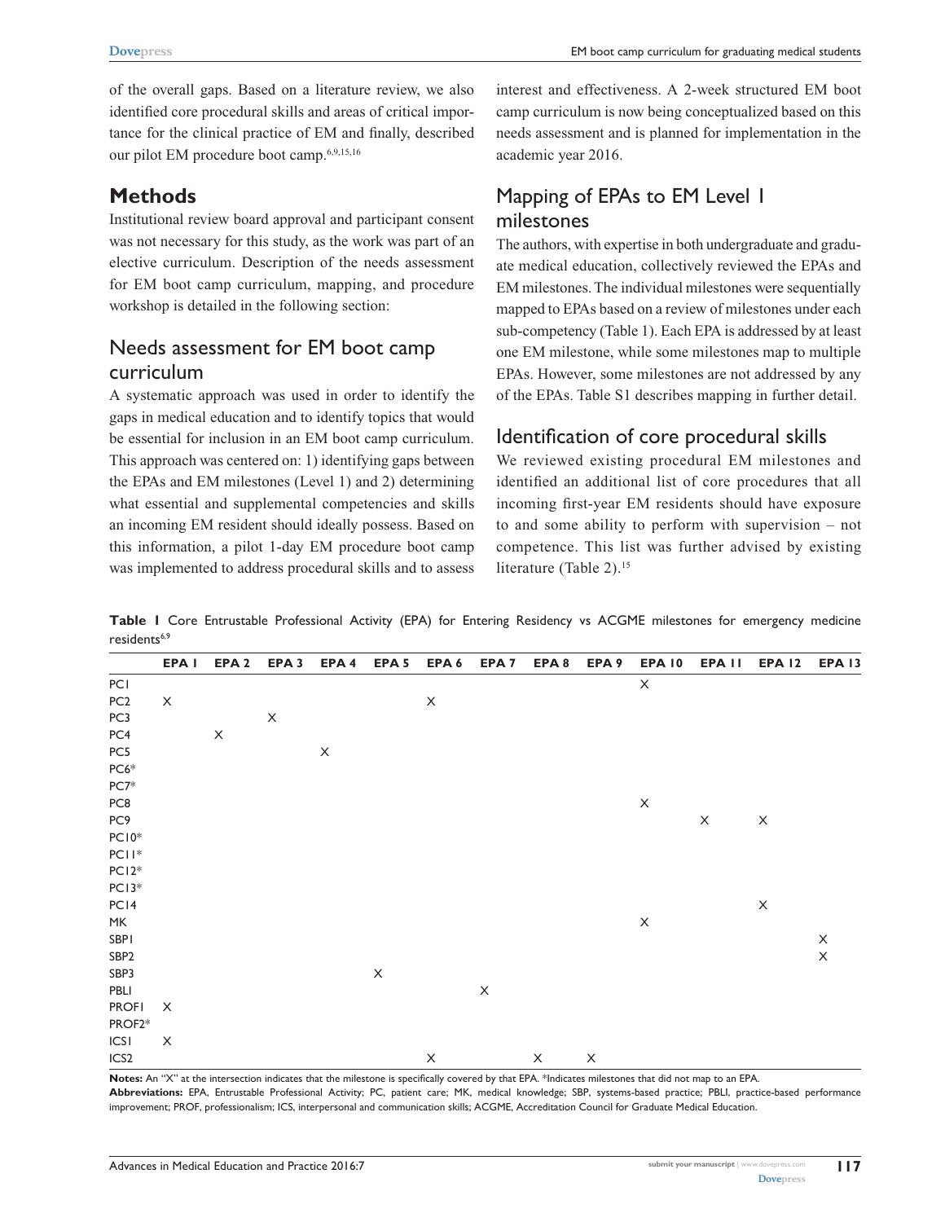of the overall gaps. Based on a literature review, we also identified core procedural skills and areas of critical importance for the clinical practice of EM and finally, described our pilot EM procedure boot camp.[6,9,15,16]

## Methods

Institutional review board approval and participant consent was not necessary for this study, as the work was part of an elective curriculum. Description of the needs assessment for EM boot camp curriculum, mapping, and procedure workshop is detailed in the following section:

### Needs assessment for EM boot camp curriculum

A systematic approach was used in order to identify the gaps in medical education and to identify topics that would be essential for inclusion in an EM boot camp curriculum. This approach was centered on: 1) identifying gaps between the EPAs and EM milestones (Level 1) and 2) determining what essential and supplemental competencies and skills an incoming EM resident should ideally possess. Based on this information, a pilot 1-day EM procedure boot camp was implemented to address procedural skills and to assess interest and effectiveness. A 2-week structured EM boot camp curriculum is now being conceptualized based on this needs assessment and is planned for implementation in the academic year 2016.

### Mapping of EPAs to EM Level 1 milestones

The authors, with expertise in both undergraduate and graduate medical education, collectively reviewed the EPAs and EM milestones. The individual milestones were sequentially mapped to EPAs based on a review of milestones under each sub-competency (Table 1). Each EPA is addressed by at least one EM milestone, while some milestones map to multiple EPAs. However, some milestones are not addressed by any of the EPAs. Table S1 describes mapping in further detail.

### Identification of core procedural skills

We reviewed existing procedural EM milestones and identified an additional list of core procedures that all incoming first-year EM residents should have exposure to and some ability to perform with supervision – not competence. This list was further advised by existing literature (Table 2).[15]

**Table 1** Core Entrustable Professional Activity (EPA) for Entering Residency vs ACGME milestones for emergency medicine residents[6,9]

| | EPA 1 | EPA 2 | EPA 3 | EPA 4 | EPA 5 | EPA 6 | EPA 7 | EPA 8 | EPA 9 | EPA 10 | EPA 11 | EPA 12 | EPA 13 |
|---|---|---|---|---|---|---|---|---|---|---|---|---|---|
| PC1 | | | | | | | | | | X | | | |
| PC2 | X | | | | | X | | | | | | | |
| PC3 | | | X | | | | | | | | | | |
| PC4 | | X | | | | | | | | | | | |
| PC5 | | | | X | | | | | | | | | |
| PC6* | | | | | | | | | | | | | |
| PC7* | | | | | | | | | | | | | |
| PC8 | | | | | | | | | | X | | | |
| PC9 | | | | | | | | | | | X | X | |
| PC10* | | | | | | | | | | | | | |
| PC11* | | | | | | | | | | | | | |
| PC12* | | | | | | | | | | | | | |
| PC13* | | | | | | | | | | | | | |
| PC14 | | | | | | | | | | | | X | |
| MK | | | | | | | | | | X | | | |
| SBP1 | | | | | | | | | | | | | X |
| SBP2 | | | | | | | | | | | | | X |
| SBP3 | | | | | X | | | | | | | | |
| PBLI | | | | | | | X | | | | | | |
| PROF1 | X | | | | | | | | | | | | |
| PROF2* | | | | | | | | | | | | | |
| ICS1 | X | | | | | | | | | | | | |
| ICS2 | | | | | | X | | X | X | | | | |

**Notes:** An "X" at the intersection indicates that the milestone is specifically covered by that EPA. *Indicates milestones that did not map to an EPA.

**Abbreviations:** EPA, Entrustable Professional Activity; PC, patient care; MK, medical knowledge; SBP, systems-based practice; PBLI, practice-based performance improvement; PROF, professionalism; ICS, interpersonal and communication skills; ACGME, Accreditation Council for Graduate Medical Education.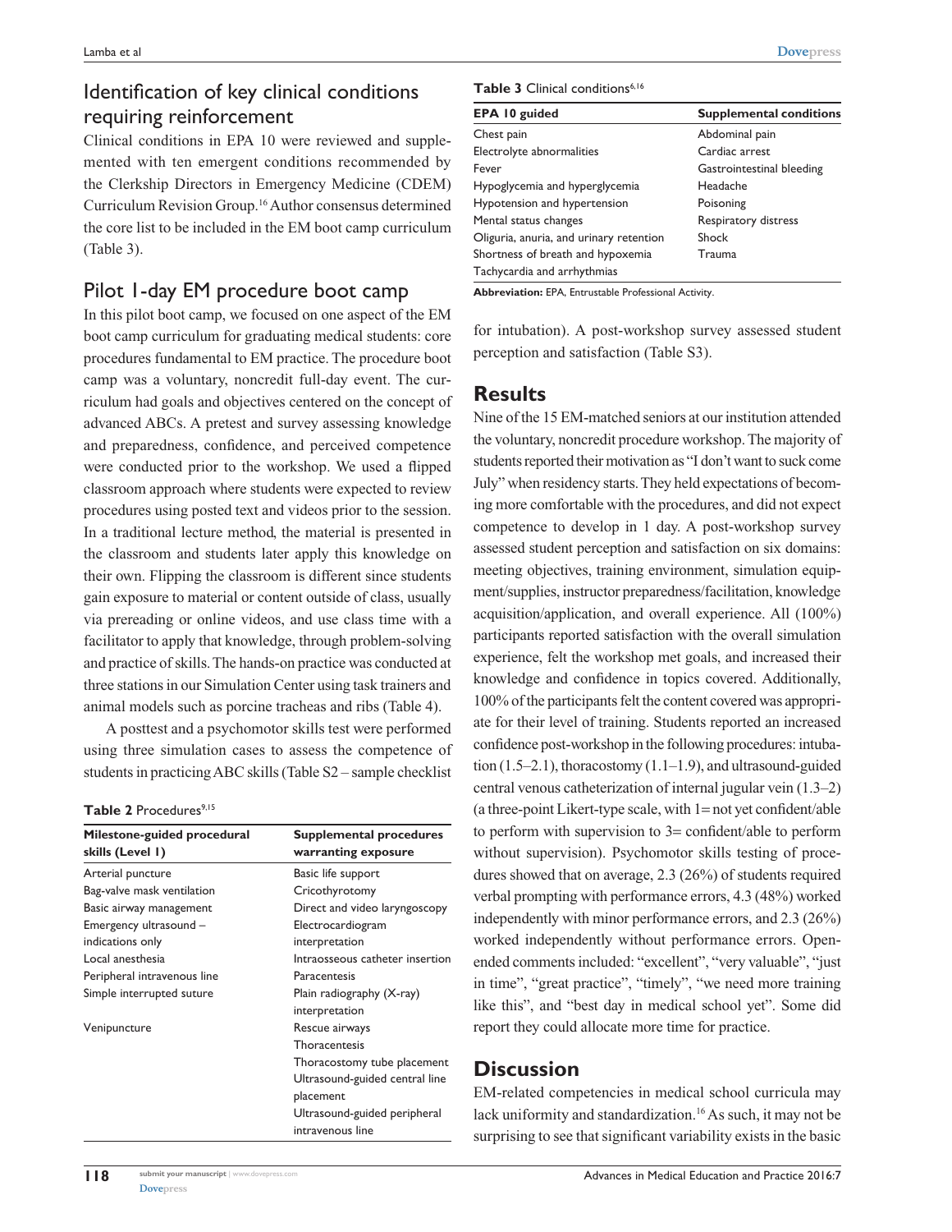## Identification of key clinical conditions requiring reinforcement

Clinical conditions in EPA 10 were reviewed and supplemented with ten emergent conditions recommended by the Clerkship Directors in Emergency Medicine (CDEM) Curriculum Revision Group.[16] Author consensus determined the core list to be included in the EM boot camp curriculum (Table 3).

## Pilot 1-day EM procedure boot camp

In this pilot boot camp, we focused on one aspect of the EM boot camp curriculum for graduating medical students: core procedures fundamental to EM practice. The procedure boot camp was a voluntary, noncredit full-day event. The curriculum had goals and objectives centered on the concept of advanced ABCs. A pretest and survey assessing knowledge and preparedness, confidence, and perceived competence were conducted prior to the workshop. We used a flipped classroom approach where students were expected to review procedures using posted text and videos prior to the session. In a traditional lecture method, the material is presented in the classroom and students later apply this knowledge on their own. Flipping the classroom is different since students gain exposure to material or content outside of class, usually via prereading or online videos, and use class time with a facilitator to apply that knowledge, through problem-solving and practice of skills. The hands-on practice was conducted at three stations in our Simulation Center using task trainers and animal models such as porcine tracheas and ribs (Table 4).

A posttest and a psychomotor skills test were performed using three simulation cases to assess the competence of students in practicing ABC skills (Table S2 – sample checklist for intubation). A post-workshop survey assessed student perception and satisfaction (Table S3).

**Table 2** Procedures[9,15]

| Milestone-guided procedural skills (Level 1) | Supplemental procedures warranting exposure |
|---|---|
| Arterial puncture | Basic life support |
| Bag-valve mask ventilation | Cricothyrotomy |
| Basic airway management | Direct and video laryngoscopy |
| Emergency ultrasound – indications only | Electrocardiogram interpretation |
| Local anesthesia | Intraosseous catheter insertion |
| Peripheral intravenous line | Paracentesis |
| Simple interrupted suture | Plain radiography (X-ray) interpretation |
| Venipuncture | Rescue airways |
| | Thoracentesis |
| | Thoracostomy tube placement |
| | Ultrasound-guided central line placement |
| | Ultrasound-guided peripheral intravenous line |

**Table 3** Clinical conditions[6,16]

| EPA 10 guided | Supplemental conditions |
|---|---|
| Chest pain | Abdominal pain |
| Electrolyte abnormalities | Cardiac arrest |
| Fever | Gastrointestinal bleeding |
| Hypoglycemia and hyperglycemia | Headache |
| Hypotension and hypertension | Poisoning |
| Mental status changes | Respiratory distress |
| Oliguria, anuria, and urinary retention | Shock |
| Shortness of breath and hypoxemia | Trauma |
| Tachycardia and arrhythmias | |

**Abbreviation:** EPA, Entrustable Professional Activity.

# Results

Nine of the 15 EM-matched seniors at our institution attended the voluntary, noncredit procedure workshop. The majority of students reported their motivation as "I don't want to suck come July" when residency starts. They held expectations of becoming more comfortable with the procedures, and did not expect competence to develop in 1 day. A post-workshop survey assessed student perception and satisfaction on six domains: meeting objectives, training environment, simulation equipment/supplies, instructor preparedness/facilitation, knowledge acquisition/application, and overall experience. All (100%) participants reported satisfaction with the overall simulation experience, felt the workshop met goals, and increased their knowledge and confidence in topics covered. Additionally, 100% of the participants felt the content covered was appropriate for their level of training. Students reported an increased confidence post-workshop in the following procedures: intubation (1.5–2.1), thoracostomy (1.1–1.9), and ultrasound-guided central venous catheterization of internal jugular vein (1.3–2) (a three-point Likert-type scale, with 1= not yet confident/able to perform with supervision to 3= confident/able to perform without supervision). Psychomotor skills testing of procedures showed that on average, 2.3 (26%) of students required verbal prompting with performance errors, 4.3 (48%) worked independently with minor performance errors, and 2.3 (26%) worked independently without performance errors. Open-ended comments included: "excellent", "very valuable", "just in time", "great practice", "timely", "we need more training like this", and "best day in medical school yet". Some did report they could allocate more time for practice.

# Discussion

EM-related competencies in medical school curricula may lack uniformity and standardization.[16] As such, it may not be surprising to see that significant variability exists in the basic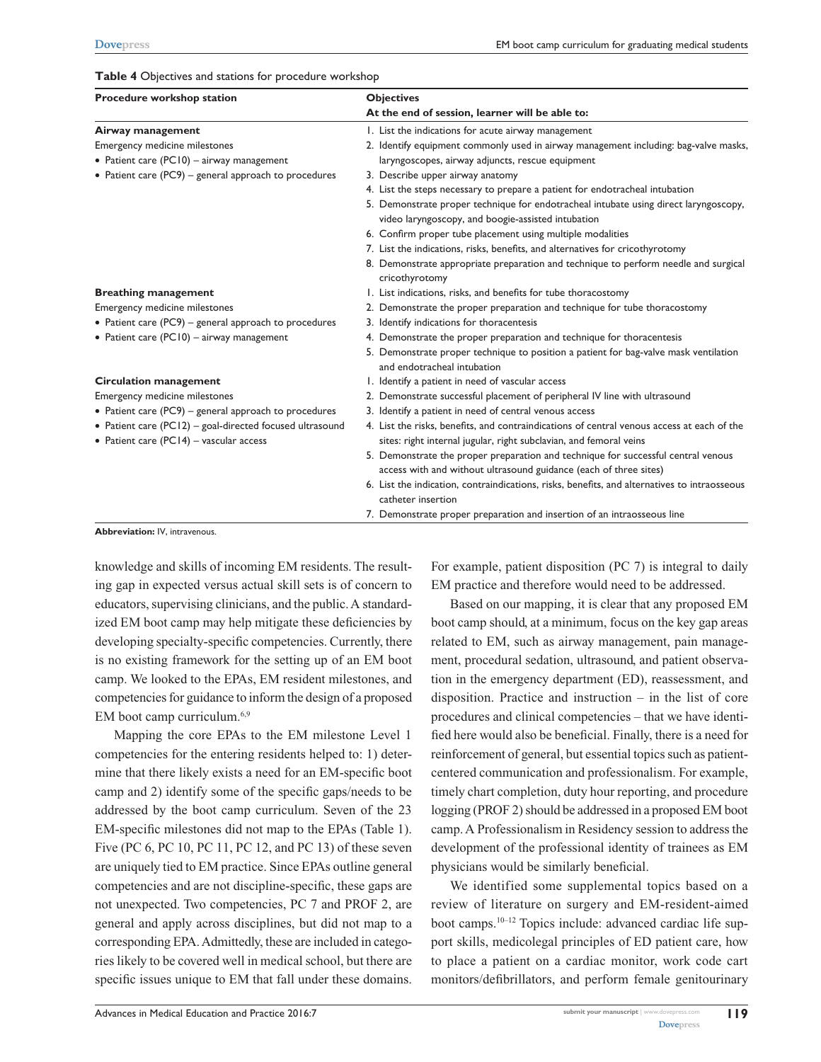**Table 4** Objectives and stations for procedure workshop

| Procedure workshop station | Objectives<br>At the end of session, learner will be able to: |
|---|---|
| **Airway management**<br>Emergency medicine milestones<br>• Patient care (PC10) – airway management<br>• Patient care (PC9) – general approach to procedures | 1. List the indications for acute airway management<br>2. Identify equipment commonly used in airway management including: bag-valve masks, laryngoscopes, airway adjuncts, rescue equipment<br>3. Describe upper airway anatomy<br>4. List the steps necessary to prepare a patient for endotracheal intubation<br>5. Demonstrate proper technique for endotracheal intubate using direct laryngoscopy, video laryngoscopy, and boogie-assisted intubation<br>6. Confirm proper tube placement using multiple modalities<br>7. List the indications, risks, benefits, and alternatives for cricothyrotomy<br>8. Demonstrate appropriate preparation and technique to perform needle and surgical cricothyrotomy |
| **Breathing management**<br>Emergency medicine milestones<br>• Patient care (PC9) – general approach to procedures<br>• Patient care (PC10) – airway management | 1. List indications, risks, and benefits for tube thoracostomy<br>2. Demonstrate the proper preparation and technique for tube thoracostomy<br>3. Identify indications for thoracentesis<br>4. Demonstrate the proper preparation and technique for thoracentesis<br>5. Demonstrate proper technique to position a patient for bag-valve mask ventilation and endotracheal intubation |
| **Circulation management**<br>Emergency medicine milestones<br>• Patient care (PC9) – general approach to procedures<br>• Patient care (PC12) – goal-directed focused ultrasound<br>• Patient care (PC14) – vascular access | 1. Identify a patient in need of vascular access<br>2. Demonstrate successful placement of peripheral IV line with ultrasound<br>3. Identify a patient in need of central venous access<br>4. List the risks, benefits, and contraindications of central venous access at each of the sites: right internal jugular, right subclavian, and femoral veins<br>5. Demonstrate the proper preparation and technique for successful central venous access with and without ultrasound guidance (each of three sites)<br>6. List the indication, contraindications, risks, benefits, and alternatives to intraosseous catheter insertion<br>7. Demonstrate proper preparation and insertion of an intraosseous line |

**Abbreviation:** IV, intravenous.

knowledge and skills of incoming EM residents. The resulting gap in expected versus actual skill sets is of concern to educators, supervising clinicians, and the public. A standardized EM boot camp may help mitigate these deficiencies by developing specialty-specific competencies. Currently, there is no existing framework for the setting up of an EM boot camp. We looked to the EPAs, EM resident milestones, and competencies for guidance to inform the design of a proposed EM boot camp curriculum.[6,9]

Mapping the core EPAs to the EM milestone Level 1 competencies for the entering residents helped to: 1) determine that there likely exists a need for an EM-specific boot camp and 2) identify some of the specific gaps/needs to be addressed by the boot camp curriculum. Seven of the 23 EM-specific milestones did not map to the EPAs (Table 1). Five (PC 6, PC 10, PC 11, PC 12, and PC 13) of these seven are uniquely tied to EM practice. Since EPAs outline general competencies and are not discipline-specific, these gaps are not unexpected. Two competencies, PC 7 and PROF 2, are general and apply across disciplines, but did not map to a corresponding EPA. Admittedly, these are included in categories likely to be covered well in medical school, but there are specific issues unique to EM that fall under these domains. For example, patient disposition (PC 7) is integral to daily EM practice and therefore would need to be addressed.

Based on our mapping, it is clear that any proposed EM boot camp should, at a minimum, focus on the key gap areas related to EM, such as airway management, pain management, procedural sedation, ultrasound, and patient observation in the emergency department (ED), reassessment, and disposition. Practice and instruction – in the list of core procedures and clinical competencies – that we have identified here would also be beneficial. Finally, there is a need for reinforcement of general, but essential topics such as patient-centered communication and professionalism. For example, timely chart completion, duty hour reporting, and procedure logging (PROF 2) should be addressed in a proposed EM boot camp. A Professionalism in Residency session to address the development of the professional identity of trainees as EM physicians would be similarly beneficial.

We identified some supplemental topics based on a review of literature on surgery and EM-resident-aimed boot camps.[10–12] Topics include: advanced cardiac life support skills, medicolegal principles of ED patient care, how to place a patient on a cardiac monitor, work code cart monitors/defibrillators, and perform female genitourinary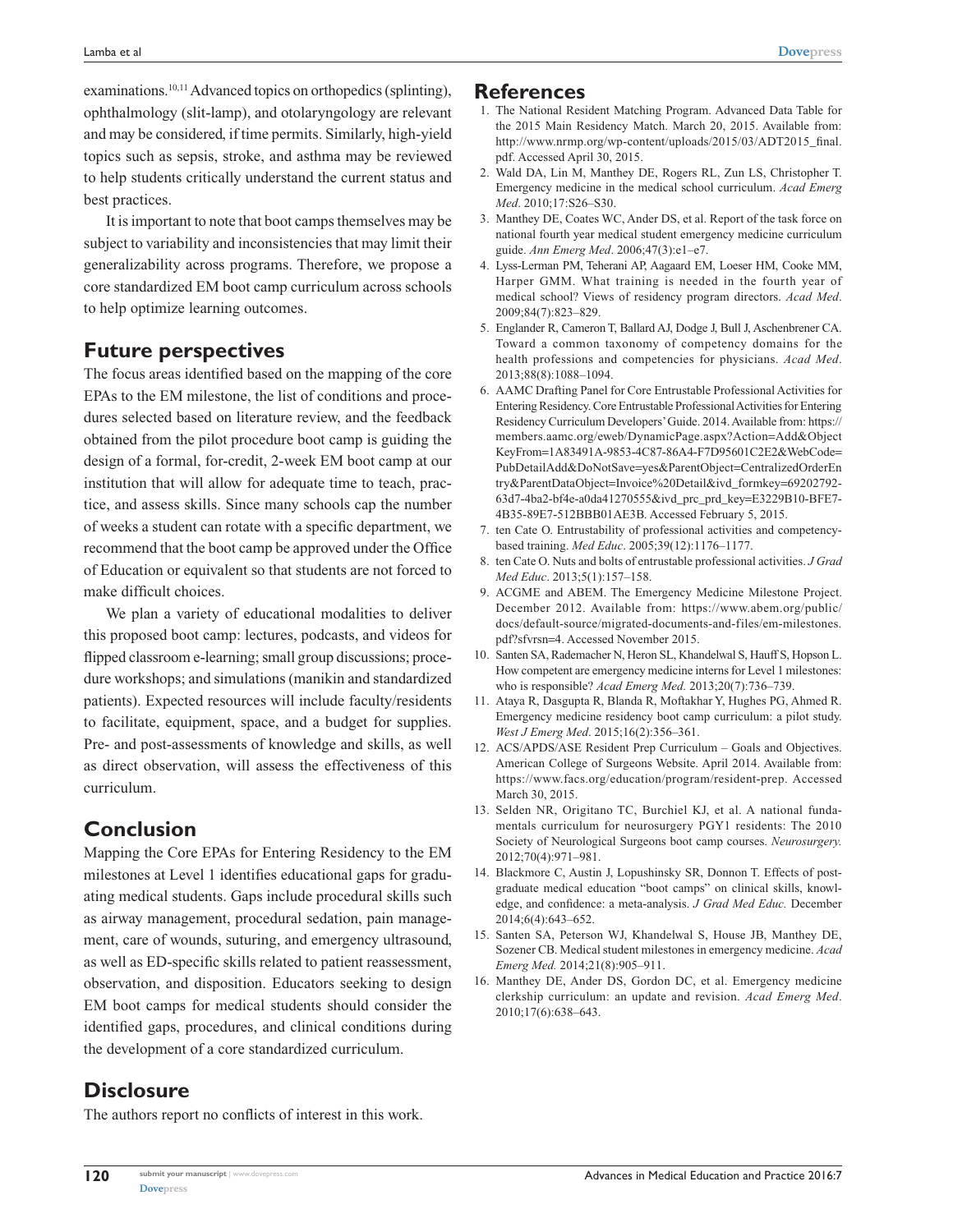examinations.[10,11] Advanced topics on orthopedics (splinting), ophthalmology (slit-lamp), and otolaryngology are relevant and may be considered, if time permits. Similarly, high-yield topics such as sepsis, stroke, and asthma may be reviewed to help students critically understand the current status and best practices.

It is important to note that boot camps themselves may be subject to variability and inconsistencies that may limit their generalizability across programs. Therefore, we propose a core standardized EM boot camp curriculum across schools to help optimize learning outcomes.

## Future perspectives

The focus areas identified based on the mapping of the core EPAs to the EM milestone, the list of conditions and procedures selected based on literature review, and the feedback obtained from the pilot procedure boot camp is guiding the design of a formal, for-credit, 2-week EM boot camp at our institution that will allow for adequate time to teach, practice, and assess skills. Since many schools cap the number of weeks a student can rotate with a specific department, we recommend that the boot camp be approved under the Office of Education or equivalent so that students are not forced to make difficult choices.

We plan a variety of educational modalities to deliver this proposed boot camp: lectures, podcasts, and videos for flipped classroom e-learning; small group discussions; procedure workshops; and simulations (manikin and standardized patients). Expected resources will include faculty/residents to facilitate, equipment, space, and a budget for supplies. Pre- and post-assessments of knowledge and skills, as well as direct observation, will assess the effectiveness of this curriculum.

## Conclusion

Mapping the Core EPAs for Entering Residency to the EM milestones at Level 1 identifies educational gaps for graduating medical students. Gaps include procedural skills such as airway management, procedural sedation, pain management, care of wounds, suturing, and emergency ultrasound, as well as ED-specific skills related to patient reassessment, observation, and disposition. Educators seeking to design EM boot camps for medical students should consider the identified gaps, procedures, and clinical conditions during the development of a core standardized curriculum.

## Disclosure

The authors report no conflicts of interest in this work.

## References

1. The National Resident Matching Program. Advanced Data Table for the 2015 Main Residency Match. March 20, 2015. Available from: http://www.nrmp.org/wp-content/uploads/2015/03/ADT2015_final.pdf. Accessed April 30, 2015.
2. Wald DA, Lin M, Manthey DE, Rogers RL, Zun LS, Christopher T. Emergency medicine in the medical school curriculum. *Acad Emerg Med*. 2010;17:S26–S30.
3. Manthey DE, Coates WC, Ander DS, et al. Report of the task force on national fourth year medical student emergency medicine curriculum guide. *Ann Emerg Med*. 2006;47(3):e1–e7.
4. Lyss-Lerman PM, Teherani AP, Aagaard EM, Loeser HM, Cooke MM, Harper GMM. What training is needed in the fourth year of medical school? Views of residency program directors. *Acad Med*. 2009;84(7):823–829.
5. Englander R, Cameron T, Ballard AJ, Dodge J, Bull J, Aschenbrener CA. Toward a common taxonomy of competency domains for the health professions and competencies for physicians. *Acad Med*. 2013;88(8):1088–1094.
6. AAMC Drafting Panel for Core Entrustable Professional Activities for Entering Residency. Core Entrustable Professional Activities for Entering Residency Curriculum Developers' Guide. 2014. Available from: https://members.aamc.org/eweb/DynamicPage.aspx?Action=Add&ObjectKeyFrom=1A83491A-9853-4C87-86A4-F7D95601C2E2&WebCode=PubDetailAdd&DoNotSave=yes&ParentObject=CentralizedOrderEntry&ParentDataObject=Invoice%20Detail&ivd_formkey=69202792-63d7-4ba2-bf4e-a0da41270555&ivd_prc_prd_key=E3229B10-BFE7-4B35-89E7-512BBB01AE3B. Accessed February 5, 2015.
7. ten Cate O. Entrustability of professional activities and competency-based training. *Med Educ*. 2005;39(12):1176–1177.
8. ten Cate O. Nuts and bolts of entrustable professional activities. *J Grad Med Educ*. 2013;5(1):157–158.
9. ACGME and ABEM. The Emergency Medicine Milestone Project. December 2012. Available from: https://www.abem.org/public/docs/default-source/migrated-documents-and-files/em-milestones.pdf?sfvrsn=4. Accessed November 2015.
10. Santen SA, Rademacher N, Heron SL, Khandelwal S, Hauff S, Hopson L. How competent are emergency medicine interns for Level 1 milestones: who is responsible? *Acad Emerg Med.* 2013;20(7):736–739.
11. Ataya R, Dasgupta R, Blanda R, Moftakhar Y, Hughes PG, Ahmed R. Emergency medicine residency boot camp curriculum: a pilot study. *West J Emerg Med*. 2015;16(2):356–361.
12. ACS/APDS/ASE Resident Prep Curriculum – Goals and Objectives. American College of Surgeons Website. April 2014. Available from: https://www.facs.org/education/program/resident-prep. Accessed March 30, 2015.
13. Selden NR, Origitano TC, Burchiel KJ, et al. A national fundamentals curriculum for neurosurgery PGY1 residents: The 2010 Society of Neurological Surgeons boot camp courses. *Neurosurgery.* 2012;70(4):971–981.
14. Blackmore C, Austin J, Lopushinsky SR, Donnon T. Effects of postgraduate medical education "boot camps" on clinical skills, knowledge, and confidence: a meta-analysis. *J Grad Med Educ.* December 2014;6(4):643–652.
15. Santen SA, Peterson WJ, Khandelwal S, House JB, Manthey DE, Sozener CB. Medical student milestones in emergency medicine. *Acad Emerg Med.* 2014;21(8):905–911.
16. Manthey DE, Ander DS, Gordon DC, et al. Emergency medicine clerkship curriculum: an update and revision. *Acad Emerg Med*. 2010;17(6):638–643.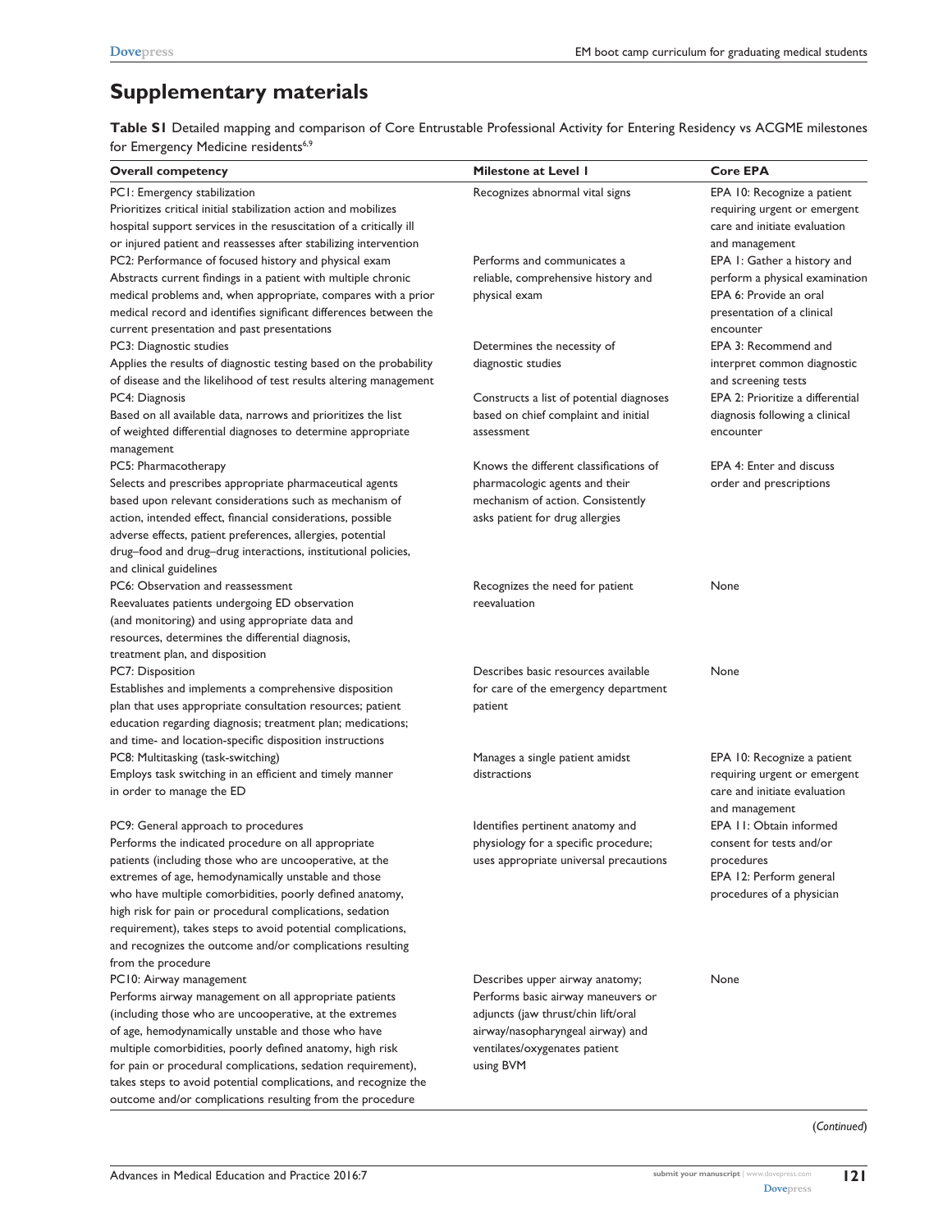## Supplementary materials

**Table S1** Detailed mapping and comparison of Core Entrustable Professional Activity for Entering Residency vs ACGME milestones for Emergency Medicine residents[6,9]

| Overall competency | Milestone at Level 1 | Core EPA |
|---|---|---|
| PC1: Emergency stabilization<br>Prioritizes critical initial stabilization action and mobilizes hospital support services in the resuscitation of a critically ill or injured patient and reassesses after stabilizing intervention | Recognizes abnormal vital signs | EPA 10: Recognize a patient requiring urgent or emergent care and initiate evaluation and management |
| PC2: Performance of focused history and physical exam<br>Abstracts current findings in a patient with multiple chronic medical problems and, when appropriate, compares with a prior medical record and identifies significant differences between the current presentation and past presentations | Performs and communicates a reliable, comprehensive history and physical exam | EPA 1: Gather a history and perform a physical examination<br>EPA 6: Provide an oral presentation of a clinical encounter |
| PC3: Diagnostic studies<br>Applies the results of diagnostic testing based on the probability of disease and the likelihood of test results altering management | Determines the necessity of diagnostic studies | EPA 3: Recommend and interpret common diagnostic and screening tests |
| PC4: Diagnosis<br>Based on all available data, narrows and prioritizes the list of weighted differential diagnoses to determine appropriate management | Constructs a list of potential diagnoses based on chief complaint and initial assessment | EPA 2: Prioritize a differential diagnosis following a clinical encounter |
| PC5: Pharmacotherapy<br>Selects and prescribes appropriate pharmaceutical agents based upon relevant considerations such as mechanism of action, intended effect, financial considerations, possible adverse effects, patient preferences, allergies, potential drug–food and drug–drug interactions, institutional policies, and clinical guidelines | Knows the different classifications of pharmacologic agents and their mechanism of action. Consistently asks patient for drug allergies | EPA 4: Enter and discuss order and prescriptions |
| PC6: Observation and reassessment<br>Reevaluates patients undergoing ED observation (and monitoring) and using appropriate data and resources, determines the differential diagnosis, treatment plan, and disposition | Recognizes the need for patient reevaluation | None |
| PC7: Disposition<br>Establishes and implements a comprehensive disposition plan that uses appropriate consultation resources; patient education regarding diagnosis; treatment plan; medications; and time- and location-specific disposition instructions | Describes basic resources available for care of the emergency department patient | None |
| PC8: Multitasking (task-switching)<br>Employs task switching in an efficient and timely manner in order to manage the ED | Manages a single patient amidst distractions | EPA 10: Recognize a patient requiring urgent or emergent care and initiate evaluation and management |
| PC9: General approach to procedures<br>Performs the indicated procedure on all appropriate patients (including those who are uncooperative, at the extremes of age, hemodynamically unstable and those who have multiple comorbidities, poorly defined anatomy, high risk for pain or procedural complications, sedation requirement), takes steps to avoid potential complications, and recognizes the outcome and/or complications resulting from the procedure | Identifies pertinent anatomy and physiology for a specific procedure; uses appropriate universal precautions | EPA 11: Obtain informed consent for tests and/or procedures<br>EPA 12: Perform general procedures of a physician |
| PC10: Airway management<br>Performs airway management on all appropriate patients (including those who are uncooperative, at the extremes of age, hemodynamically unstable and those who have multiple comorbidities, poorly defined anatomy, high risk for pain or procedural complications, sedation requirement), takes steps to avoid potential complications, and recognize the outcome and/or complications resulting from the procedure | Describes upper airway anatomy; Performs basic airway maneuvers or adjuncts (jaw thrust/chin lift/oral airway/nasopharyngeal airway) and ventilates/oxygenates patient using BVM | None |

(*Continued*)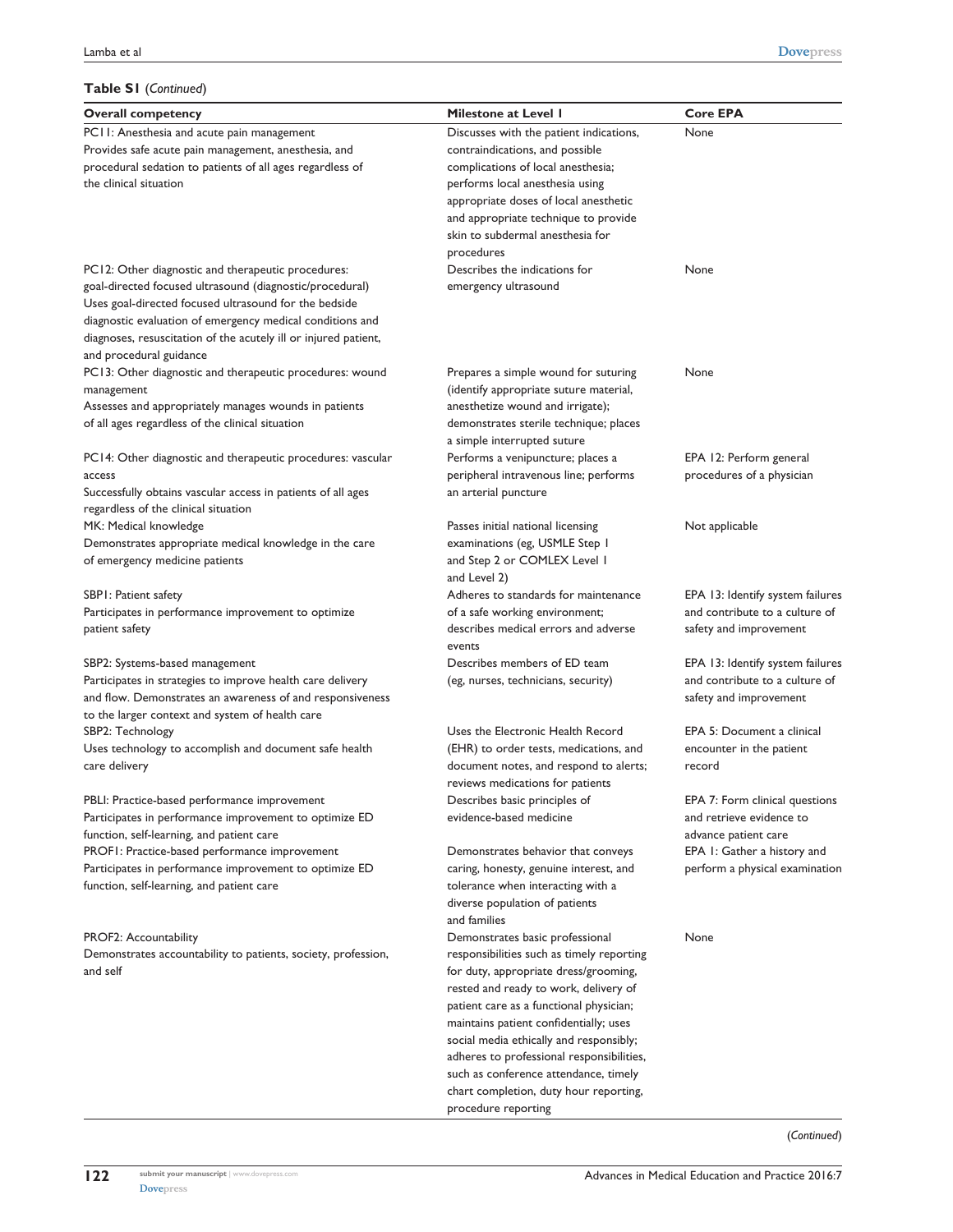**Table S1** (*Continued*)

| Overall competency | Milestone at Level 1 | Core EPA |
| --- | --- | --- |
| PC11: Anesthesia and acute pain management<br>Provides safe acute pain management, anesthesia, and procedural sedation to patients of all ages regardless of the clinical situation | Discusses with the patient indications, contraindications, and possible complications of local anesthesia; performs local anesthesia using appropriate doses of local anesthetic and appropriate technique to provide skin to subdermal anesthesia for procedures | None |
| PC12: Other diagnostic and therapeutic procedures: goal-directed focused ultrasound (diagnostic/procedural)<br>Uses goal-directed focused ultrasound for the bedside diagnostic evaluation of emergency medical conditions and diagnoses, resuscitation of the acutely ill or injured patient, and procedural guidance | Describes the indications for emergency ultrasound | None |
| PC13: Other diagnostic and therapeutic procedures: wound management<br>Assesses and appropriately manages wounds in patients of all ages regardless of the clinical situation | Prepares a simple wound for suturing (identify appropriate suture material, anesthetize wound and irrigate); demonstrates sterile technique; places a simple interrupted suture | None |
| PC14: Other diagnostic and therapeutic procedures: vascular access<br>Successfully obtains vascular access in patients of all ages regardless of the clinical situation | Performs a venipuncture; places a peripheral intravenous line; performs an arterial puncture | EPA 12: Perform general procedures of a physician |
| MK: Medical knowledge<br>Demonstrates appropriate medical knowledge in the care of emergency medicine patients | Passes initial national licensing examinations (eg, USMLE Step 1 and Step 2 or COMLEX Level 1 and Level 2) | Not applicable |
| SBP1: Patient safety<br>Participates in performance improvement to optimize patient safety | Adheres to standards for maintenance of a safe working environment; describes medical errors and adverse events | EPA 13: Identify system failures and contribute to a culture of safety and improvement |
| SBP2: Systems-based management<br>Participates in strategies to improve health care delivery and flow. Demonstrates an awareness of and responsiveness to the larger context and system of health care | Describes members of ED team (eg, nurses, technicians, security) | EPA 13: Identify system failures and contribute to a culture of safety and improvement |
| SBP2: Technology<br>Uses technology to accomplish and document safe health care delivery | Uses the Electronic Health Record (EHR) to order tests, medications, and document notes, and respond to alerts; reviews medications for patients | EPA 5: Document a clinical encounter in the patient record |
| PBLI: Practice-based performance improvement<br>Participates in performance improvement to optimize ED function, self-learning, and patient care | Describes basic principles of evidence-based medicine | EPA 7: Form clinical questions and retrieve evidence to advance patient care |
| PROF1: Practice-based performance improvement<br>Participates in performance improvement to optimize ED function, self-learning, and patient care | Demonstrates behavior that conveys caring, honesty, genuine interest, and tolerance when interacting with a diverse population of patients and families | EPA 1: Gather a history and perform a physical examination |
| PROF2: Accountability<br>Demonstrates accountability to patients, society, profession, and self | Demonstrates basic professional responsibilities such as timely reporting for duty, appropriate dress/grooming, rested and ready to work, delivery of patient care as a functional physician; maintains patient confidentially; uses social media ethically and responsibly; adheres to professional responsibilities, such as conference attendance, timely chart completion, duty hour reporting, procedure reporting | None |

(*Continued*)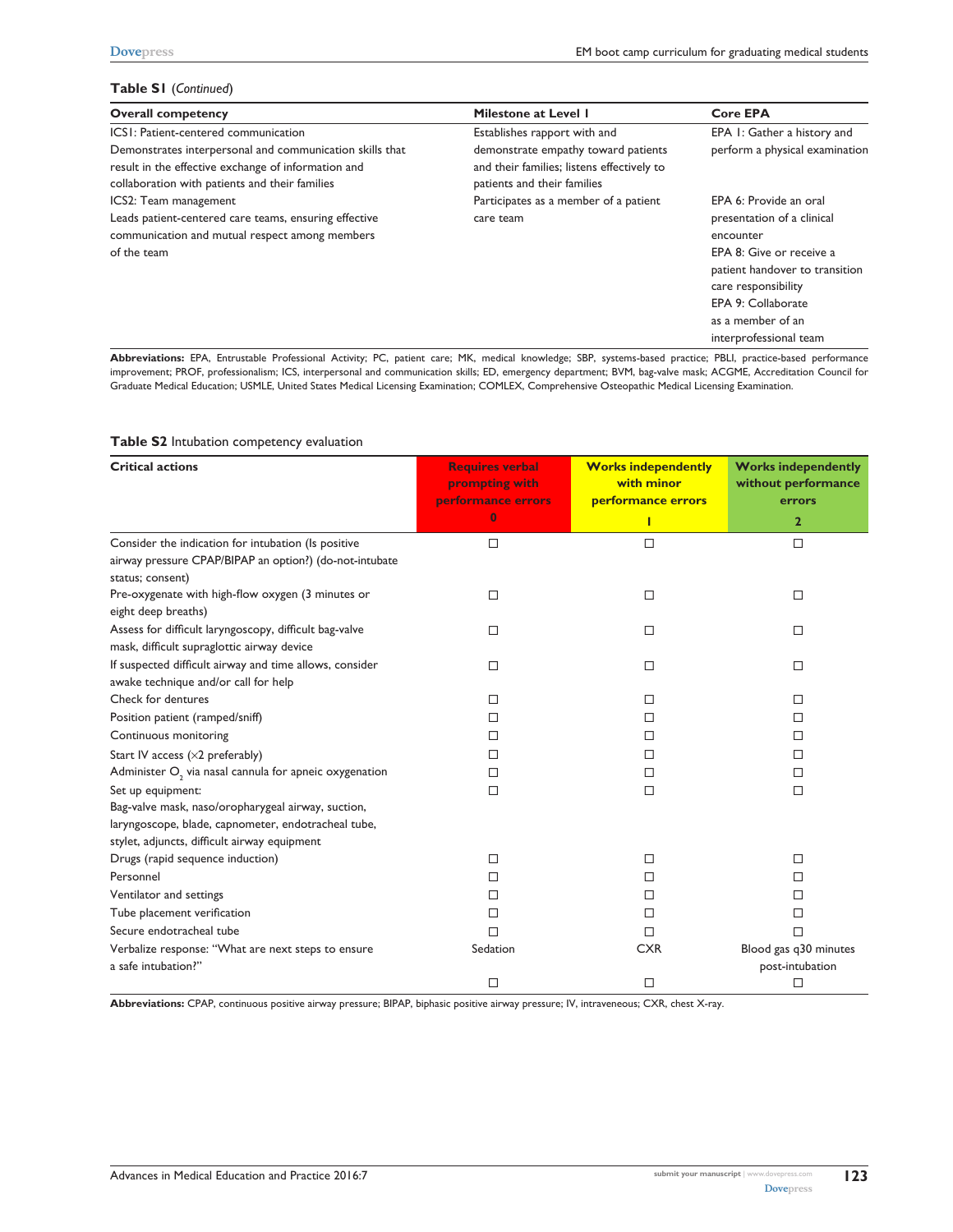**Table S1** (*Continued*)

| Overall competency | Milestone at Level 1 | Core EPA |
|---|---|---|
| ICS1: Patient-centered communication<br>Demonstrates interpersonal and communication skills that result in the effective exchange of information and collaboration with patients and their families | Establishes rapport with and demonstrate empathy toward patients and their families; listens effectively to patients and their families | EPA 1: Gather a history and perform a physical examination |
| ICS2: Team management<br>Leads patient-centered care teams, ensuring effective communication and mutual respect among members of the team | Participates as a member of a patient care team | EPA 6: Provide an oral presentation of a clinical encounter<br>EPA 8: Give or receive a patient handover to transition care responsibility<br>EPA 9: Collaborate as a member of an interprofessional team |

**Abbreviations:** EPA, Entrustable Professional Activity; PC, patient care; MK, medical knowledge; SBP, systems-based practice; PBLI, practice-based performance improvement; PROF, professionalism; ICS, interpersonal and communication skills; ED, emergency department; BVM, bag-valve mask; ACGME, Accreditation Council for Graduate Medical Education; USMLE, United States Medical Licensing Examination; COMLEX, Comprehensive Osteopathic Medical Licensing Examination.

**Table S2** Intubation competency evaluation

| Critical actions | Requires verbal prompting with performance errors<br>0 | Works independently with minor performance errors<br>1 | Works independently without performance errors<br>2 |
|---|---|---|---|
| Consider the indication for intubation (Is positive airway pressure CPAP/BIPAP an option?) (do-not-intubate status; consent) | ☐ | ☐ | ☐ |
| Pre-oxygenate with high-flow oxygen (3 minutes or eight deep breaths) | ☐ | ☐ | ☐ |
| Assess for difficult laryngoscopy, difficult bag-valve mask, difficult supraglottic airway device | ☐ | ☐ | ☐ |
| If suspected difficult airway and time allows, consider awake technique and/or call for help | ☐ | ☐ | ☐ |
| Check for dentures | ☐ | ☐ | ☐ |
| Position patient (ramped/sniff) | ☐ | ☐ | ☐ |
| Continuous monitoring | ☐ | ☐ | ☐ |
| Start IV access (×2 preferably) | ☐ | ☐ | ☐ |
| Administer $O_2$ via nasal cannula for apneic oxygenation | ☐ | ☐ | ☐ |
| Set up equipment:<br>Bag-valve mask, naso/oropharygeal airway, suction, laryngoscope, blade, capnometer, endotracheal tube, stylet, adjuncts, difficult airway equipment | ☐ | ☐ | ☐ |
| Drugs (rapid sequence induction) | ☐ | ☐ | ☐ |
| Personnel | ☐ | ☐ | ☐ |
| Ventilator and settings | ☐ | ☐ | ☐ |
| Tube placement verification | ☐ | ☐ | ☐ |
| Secure endotracheal tube | ☐ | ☐ | ☐ |
| Verbalize response: "What are next steps to ensure a safe intubation?" | Sedation<br>☐ | CXR<br>☐ | Blood gas q30 minutes post-intubation<br>☐ |

**Abbreviations:** CPAP, continuous positive airway pressure; BIPAP, biphasic positive airway pressure; IV, intraveneous; CXR, chest X-ray.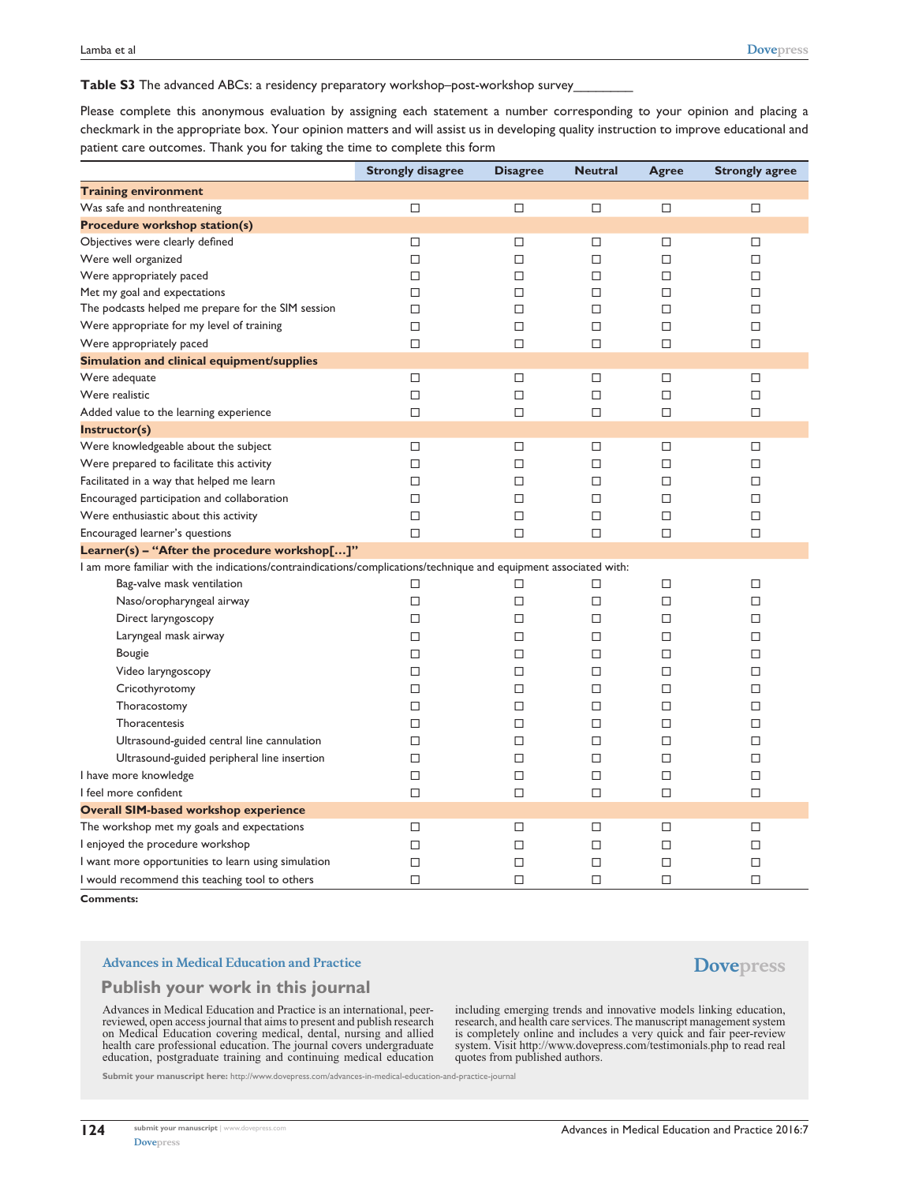**Table S3** The advanced ABCs: a residency preparatory workshop–post-workshop survey________

Please complete this anonymous evaluation by assigning each statement a number corresponding to your opinion and placing a checkmark in the appropriate box. Your opinion matters and will assist us in developing quality instruction to improve educational and patient care outcomes. Thank you for taking the time to complete this form

| | Strongly disagree | Disagree | Neutral | Agree | Strongly agree |
|---|---|---|---|---|---|
| **Training environment** | | | | | |
| Was safe and nonthreatening | ☐ | ☐ | ☐ | ☐ | ☐ |
| **Procedure workshop station(s)** | | | | | |
| Objectives were clearly defined | ☐ | ☐ | ☐ | ☐ | ☐ |
| Were well organized | ☐ | ☐ | ☐ | ☐ | ☐ |
| Were appropriately paced | ☐ | ☐ | ☐ | ☐ | ☐ |
| Met my goal and expectations | ☐ | ☐ | ☐ | ☐ | ☐ |
| The podcasts helped me prepare for the SIM session | ☐ | ☐ | ☐ | ☐ | ☐ |
| Were appropriate for my level of training | ☐ | ☐ | ☐ | ☐ | ☐ |
| Were appropriately paced | ☐ | ☐ | ☐ | ☐ | ☐ |
| **Simulation and clinical equipment/supplies** | | | | | |
| Were adequate | ☐ | ☐ | ☐ | ☐ | ☐ |
| Were realistic | ☐ | ☐ | ☐ | ☐ | ☐ |
| Added value to the learning experience | ☐ | ☐ | ☐ | ☐ | ☐ |
| **Instructor(s)** | | | | | |
| Were knowledgeable about the subject | ☐ | ☐ | ☐ | ☐ | ☐ |
| Were prepared to facilitate this activity | ☐ | ☐ | ☐ | ☐ | ☐ |
| Facilitated in a way that helped me learn | ☐ | ☐ | ☐ | ☐ | ☐ |
| Encouraged participation and collaboration | ☐ | ☐ | ☐ | ☐ | ☐ |
| Were enthusiastic about this activity | ☐ | ☐ | ☐ | ☐ | ☐ |
| Encouraged learner's questions | ☐ | ☐ | ☐ | ☐ | ☐ |
| **Learner(s) – "After the procedure workshop[…]"** | | | | | |
| I am more familiar with the indications/contraindications/complications/technique and equipment associated with: | | | | | |
| Bag-valve mask ventilation | ☐ | ☐ | ☐ | ☐ | ☐ |
| Naso/oropharyngeal airway | ☐ | ☐ | ☐ | ☐ | ☐ |
| Direct laryngoscopy | ☐ | ☐ | ☐ | ☐ | ☐ |
| Laryngeal mask airway | ☐ | ☐ | ☐ | ☐ | ☐ |
| Bougie | ☐ | ☐ | ☐ | ☐ | ☐ |
| Video laryngoscopy | ☐ | ☐ | ☐ | ☐ | ☐ |
| Cricothyrotomy | ☐ | ☐ | ☐ | ☐ | ☐ |
| Thoracostomy | ☐ | ☐ | ☐ | ☐ | ☐ |
| Thoracentesis | ☐ | ☐ | ☐ | ☐ | ☐ |
| Ultrasound-guided central line cannulation | ☐ | ☐ | ☐ | ☐ | ☐ |
| Ultrasound-guided peripheral line insertion | ☐ | ☐ | ☐ | ☐ | ☐ |
| I have more knowledge | ☐ | ☐ | ☐ | ☐ | ☐ |
| I feel more confident | ☐ | ☐ | ☐ | ☐ | ☐ |
| **Overall SIM-based workshop experience** | | | | | |
| The workshop met my goals and expectations | ☐ | ☐ | ☐ | ☐ | ☐ |
| I enjoyed the procedure workshop | ☐ | ☐ | ☐ | ☐ | ☐ |
| I want more opportunities to learn using simulation | ☐ | ☐ | ☐ | ☐ | ☐ |
| I would recommend this teaching tool to others | ☐ | ☐ | ☐ | ☐ | ☐ |

**Comments:**

**Advances in Medical Education and Practice**

## Publish your work in this journal

Advances in Medical Education and Practice is an international, peer-reviewed, open access journal that aims to present and publish research on Medical Education covering medical, dental, nursing and allied health care professional education. The journal covers undergraduate education, postgraduate training and continuing medical education including emerging trends and innovative models linking education, research, and health care services. The manuscript management system is completely online and includes a very quick and fair peer-review system. Visit http://www.dovepress.com/testimonials.php to read real quotes from published authors.

**Submit your manuscript here:** http://www.dovepress.com/advances-in-medical-education-and-practice-journal